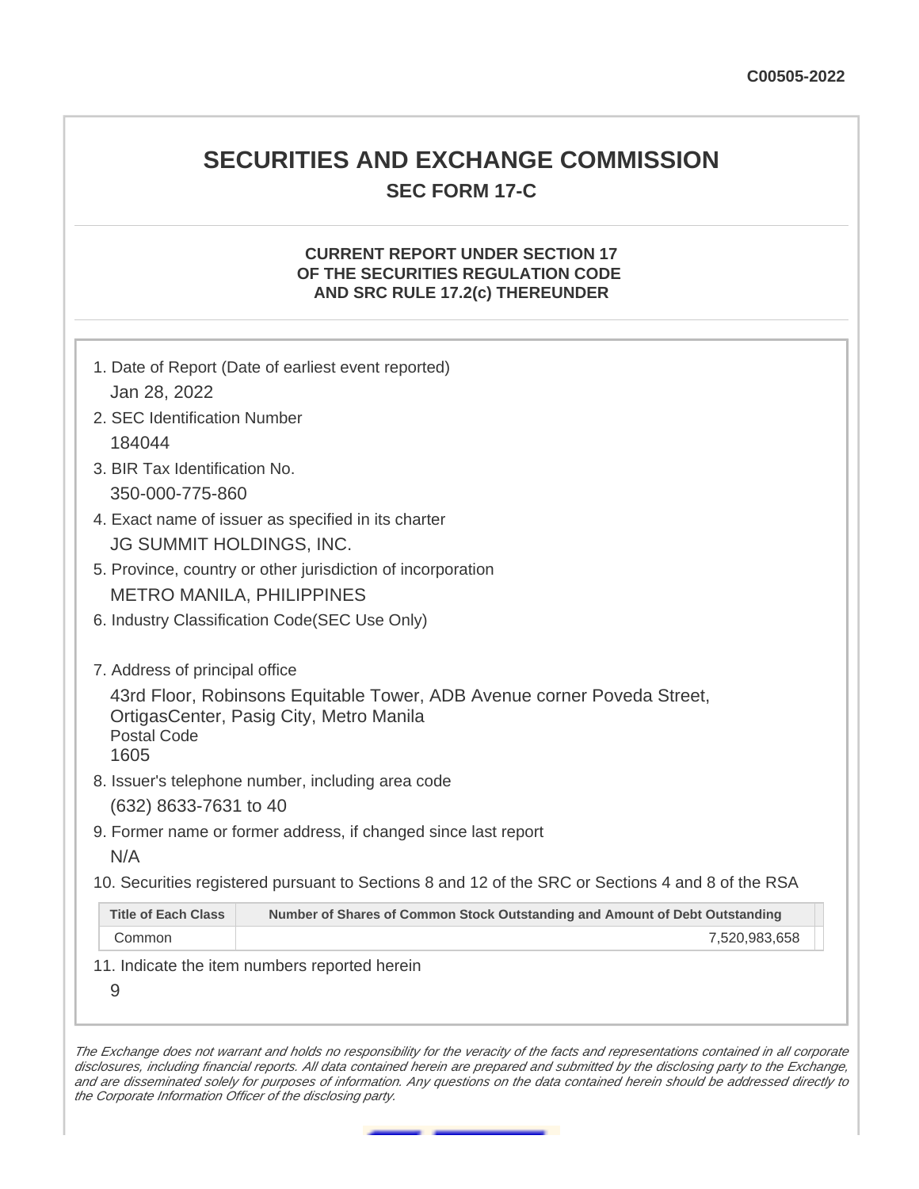C00505-2022

# SECURITIES AND EXCHANGE COMMISSION

## SEC FORM 17-C

### CURRENT REPORT UNDER SECTION 17 OF THE SECURITIES REGULATION CODE AND SRC RULE 17.2(c) THEREUNDER

1. Date of Report (Date of earliest event reported)

   Jan 28, 2022

2. SEC Identification Number

   184044

3. BIR Tax Identification No.

   350-000-775-860

4. Exact name of issuer as specified in its charter

   JG SUMMIT HOLDINGS, INC.

5. Province, country or other jurisdiction of incorporation

   METRO MANILA, PHILIPPINES

6. Industry Classification Code(SEC Use Only)

7. Address of principal office

   43rd Floor, Robinsons Equitable Tower, ADB Avenue corner Poveda Street, OrtigasCenter, Pasig City, Metro Manila
   Postal Code
   1605

8. Issuer's telephone number, including area code

   (632) 8633-7631 to 40

9. Former name or former address, if changed since last report

   N/A

10. Securities registered pursuant to Sections 8 and 12 of the SRC or Sections 4 and 8 of the RSA

| Title of Each Class | Number of Shares of Common Stock Outstanding and Amount of Debt Outstanding |
|---|---|
| Common | 7,520,983,658 |

11. Indicate the item numbers reported herein

   9

*The Exchange does not warrant and holds no responsibility for the veracity of the facts and representations contained in all corporate disclosures, including financial reports. All data contained herein are prepared and submitted by the disclosing party to the Exchange, and are disseminated solely for purposes of information. Any questions on the data contained herein should be addressed directly to the Corporate Information Officer of the disclosing party.*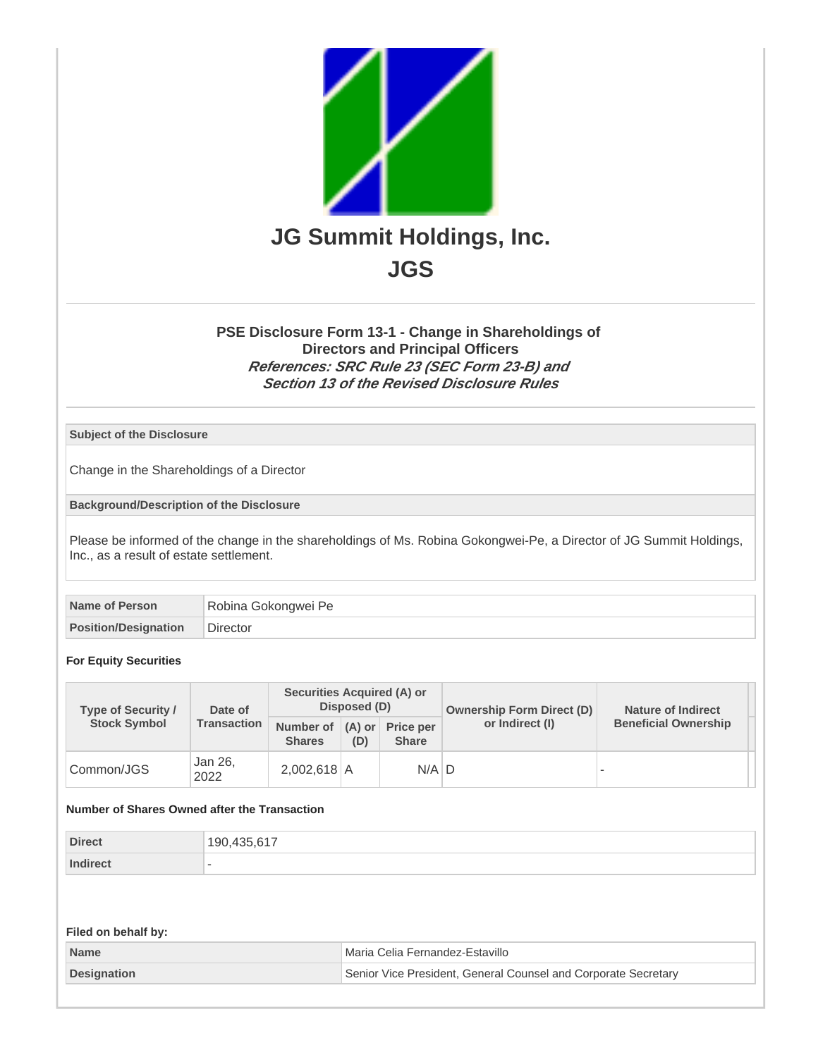# JG Summit Holdings, Inc.

# JGS

### PSE Disclosure Form 13-1 - Change in Shareholdings of Directors and Principal Officers

***References: SRC Rule 23 (SEC Form 23-B) and Section 13 of the Revised Disclosure Rules***

| **Subject of the Disclosure** |
|---|
| Change in the Shareholdings of a Director |
| **Background/Description of the Disclosure** |
| Please be informed of the change in the shareholdings of Ms. Robina Gokongwei-Pe, a Director of JG Summit Holdings, Inc., as a result of estate settlement. |

| | |
|---|---|
| **Name of Person** | Robina Gokongwei Pe |
| **Position/Designation** | Director |

**For Equity Securities**

| Type of Security / Stock Symbol | Date of Transaction | Securities Acquired (A) or Disposed (D) | | | Ownership Form Direct (D) or Indirect (I) | Nature of Indirect Beneficial Ownership |
|---|---|---|---|---|---|---|
| | | Number of Shares | (A) or (D) | Price per Share | | |
| Common/JGS | Jan 26, 2022 | 2,002,618 | A | N/A | D | - |

**Number of Shares Owned after the Transaction**

| | |
|---|---|
| **Direct** | 190,435,617 |
| **Indirect** | - |

**Filed on behalf by:**

| | |
|---|---|
| **Name** | Maria Celia Fernandez-Estavillo |
| **Designation** | Senior Vice President, General Counsel and Corporate Secretary |